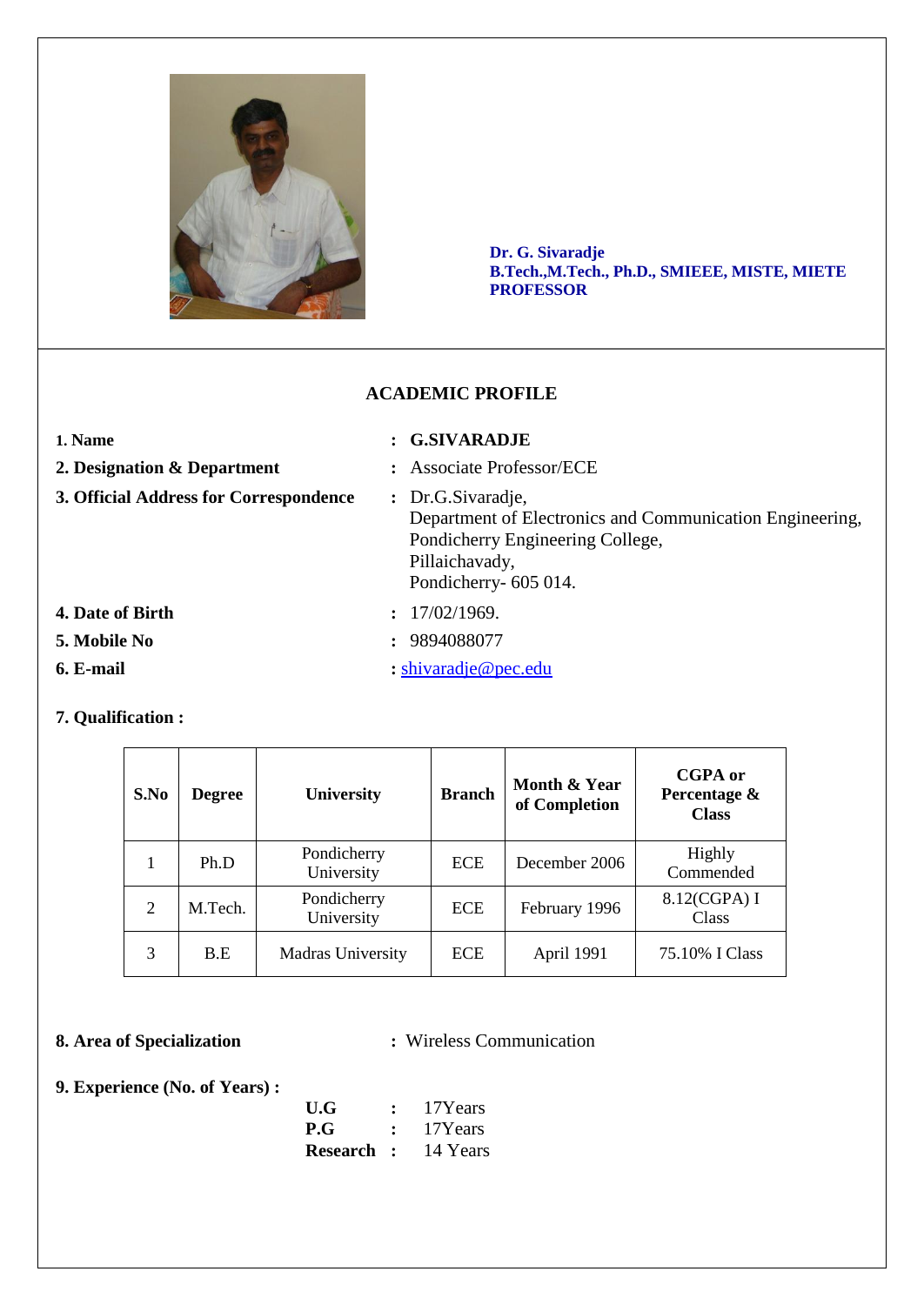**Dr. G. Sivaradje**
**B.Tech.,M.Tech., Ph.D., SMIEEE, MISTE, MIETE**
**PROFESSOR**

## ACADEMIC PROFILE

**1. Name** : **G.SIVARADJE**

**2. Designation & Department** : Associate Professor/ECE

**3. Official Address for Correspondence** : Dr.G.Sivaradje,
Department of Electronics and Communication Engineering,
Pondicherry Engineering College,
Pillaichavady,
Pondicherry- 605 014.

**4. Date of Birth** : 17/02/1969.

**5. Mobile No** : 9894088077

**6. E-mail** : shivaradje@pec.edu

**7. Qualification :**

| S.No | Degree | University | Branch | Month & Year of Completion | CGPA or Percentage & Class |
|---|---|---|---|---|---|
| 1 | Ph.D | Pondicherry University | ECE | December 2006 | Highly Commended |
| 2 | M.Tech. | Pondicherry University | ECE | February 1996 | 8.12(CGPA) I Class |
| 3 | B.E | Madras University | ECE | April 1991 | 75.10% I Class |

**8. Area of Specialization** : Wireless Communication

**9. Experience (No. of Years) :**

**U.G** : 17Years
**P.G** : 17Years
**Research** : 14 Years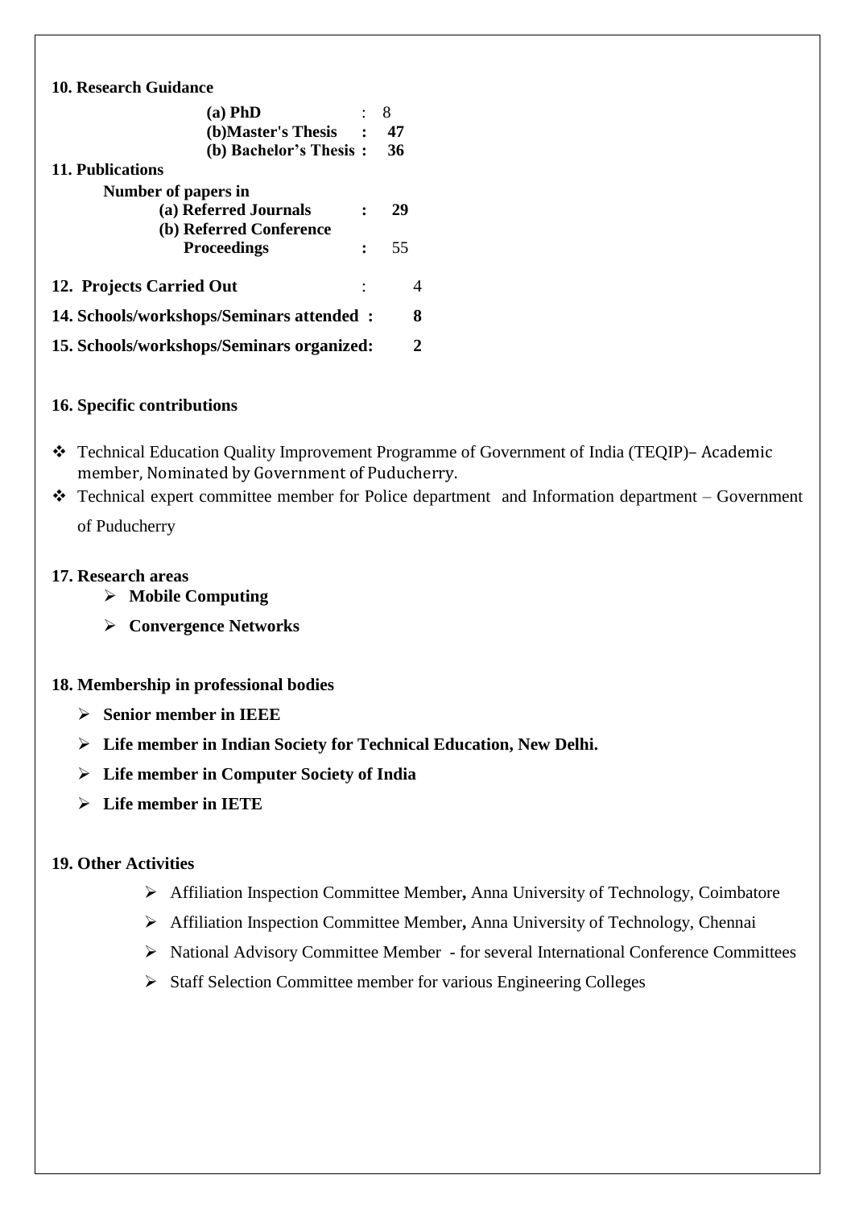**10. Research Guidance**

**(a) PhD** : 8
**(b)Master's Thesis : 47**
**(b) Bachelor's Thesis : 36**

**11. Publications**

**Number of papers in**
**(a) Referred Journals : 29**
**(b) Referred Conference Proceedings :** 55

**12. Projects Carried Out** : 4

**14. Schools/workshops/Seminars attended : 8**

**15. Schools/workshops/Seminars organized: 2**

**16. Specific contributions**

- Technical Education Quality Improvement Programme of Government of India (TEQIP)– Academic member, Nominated by Government of Puducherry.
- Technical expert committee member for Police department and Information department – Government of Puducherry

**17. Research areas**

- **Mobile Computing**
- **Convergence Networks**

**18. Membership in professional bodies**

- **Senior member in IEEE**
- **Life member in Indian Society for Technical Education, New Delhi.**
- **Life member in Computer Society of India**
- **Life member in IETE**

**19. Other Activities**

- Affiliation Inspection Committee Member**,** Anna University of Technology, Coimbatore
- Affiliation Inspection Committee Member**,** Anna University of Technology, Chennai
- National Advisory Committee Member - for several International Conference Committees
- Staff Selection Committee member for various Engineering Colleges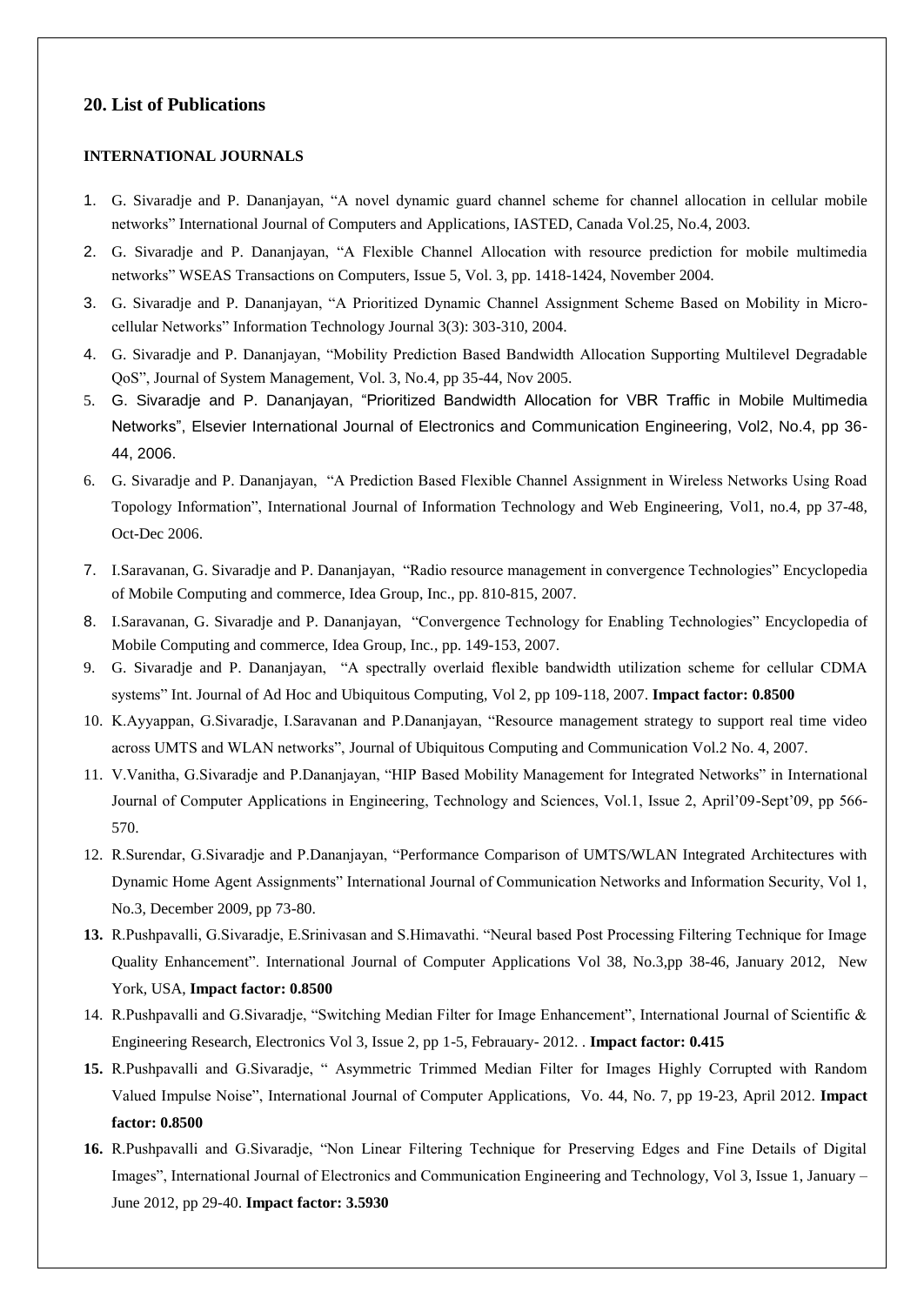## 20. List of Publications

### INTERNATIONAL JOURNALS

1. G. Sivaradje and P. Dananjayan, "A novel dynamic guard channel scheme for channel allocation in cellular mobile networks" International Journal of Computers and Applications, IASTED, Canada Vol.25, No.4, 2003.
2. G. Sivaradje and P. Dananjayan, "A Flexible Channel Allocation with resource prediction for mobile multimedia networks" WSEAS Transactions on Computers, Issue 5, Vol. 3, pp. 1418-1424, November 2004.
3. G. Sivaradje and P. Dananjayan, "A Prioritized Dynamic Channel Assignment Scheme Based on Mobility in Micro-cellular Networks" Information Technology Journal 3(3): 303-310, 2004.
4. G. Sivaradje and P. Dananjayan, "Mobility Prediction Based Bandwidth Allocation Supporting Multilevel Degradable QoS", Journal of System Management, Vol. 3, No.4, pp 35-44, Nov 2005.
5. G. Sivaradje and P. Dananjayan, "Prioritized Bandwidth Allocation for VBR Traffic in Mobile Multimedia Networks", Elsevier International Journal of Electronics and Communication Engineering, Vol2, No.4, pp 36-44, 2006.
6. G. Sivaradje and P. Dananjayan, "A Prediction Based Flexible Channel Assignment in Wireless Networks Using Road Topology Information", International Journal of Information Technology and Web Engineering, Vol1, no.4, pp 37-48, Oct-Dec 2006.
7. I.Saravanan, G. Sivaradje and P. Dananjayan, "Radio resource management in convergence Technologies" Encyclopedia of Mobile Computing and commerce, Idea Group, Inc., pp. 810-815, 2007.
8. I.Saravanan, G. Sivaradje and P. Dananjayan, "Convergence Technology for Enabling Technologies" Encyclopedia of Mobile Computing and commerce, Idea Group, Inc., pp. 149-153, 2007.
9. G. Sivaradje and P. Dananjayan, "A spectrally overlaid flexible bandwidth utilization scheme for cellular CDMA systems" Int. Journal of Ad Hoc and Ubiquitous Computing, Vol 2, pp 109-118, 2007. **Impact factor: 0.8500**
10. K.Ayyappan, G.Sivaradje, I.Saravanan and P.Dananjayan, "Resource management strategy to support real time video across UMTS and WLAN networks", Journal of Ubiquitous Computing and Communication Vol.2 No. 4, 2007.
11. V.Vanitha, G.Sivaradje and P.Dananjayan, "HIP Based Mobility Management for Integrated Networks" in International Journal of Computer Applications in Engineering, Technology and Sciences, Vol.1, Issue 2, April'09-Sept'09, pp 566-570.
12. R.Surendar, G.Sivaradje and P.Dananjayan, "Performance Comparison of UMTS/WLAN Integrated Architectures with Dynamic Home Agent Assignments" International Journal of Communication Networks and Information Security, Vol 1, No.3, December 2009, pp 73-80.
13. R.Pushpavalli, G.Sivaradje, E.Srinivasan and S.Himavathi. "Neural based Post Processing Filtering Technique for Image Quality Enhancement". International Journal of Computer Applications Vol 38, No.3,pp 38-46, January 2012, New York, USA, **Impact factor: 0.8500**
14. R.Pushpavalli and G.Sivaradje, "Switching Median Filter for Image Enhancement", International Journal of Scientific & Engineering Research, Electronics Vol 3, Issue 2, pp 1-5, Febrauary- 2012. . **Impact factor: 0.415**
15. R.Pushpavalli and G.Sivaradje, " Asymmetric Trimmed Median Filter for Images Highly Corrupted with Random Valued Impulse Noise", International Journal of Computer Applications, Vo. 44, No. 7, pp 19-23, April 2012. **Impact factor: 0.8500**
16. R.Pushpavalli and G.Sivaradje, "Non Linear Filtering Technique for Preserving Edges and Fine Details of Digital Images", International Journal of Electronics and Communication Engineering and Technology, Vol 3, Issue 1, January – June 2012, pp 29-40. **Impact factor: 3.5930**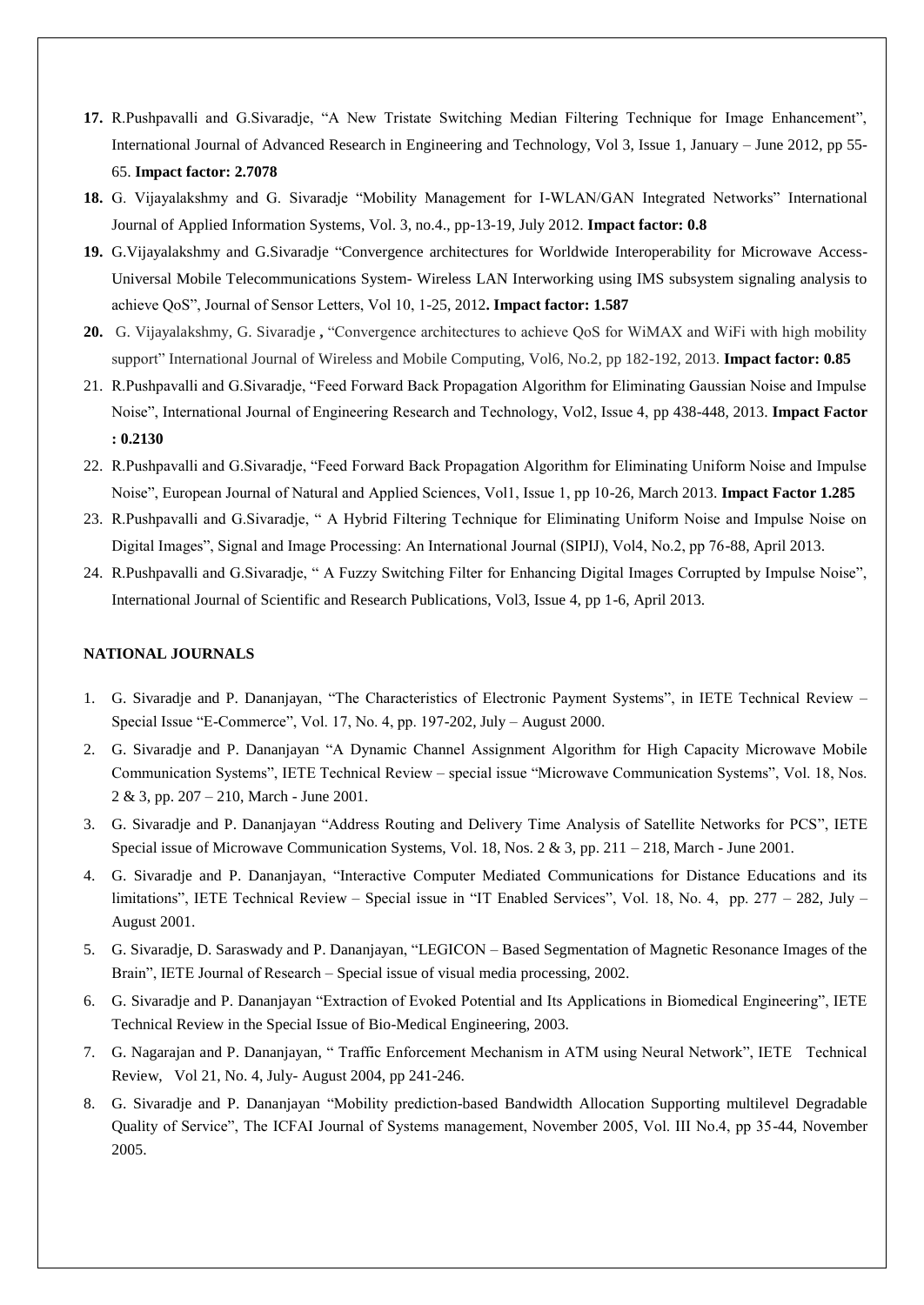17. R.Pushpavalli and G.Sivaradje, "A New Tristate Switching Median Filtering Technique for Image Enhancement", International Journal of Advanced Research in Engineering and Technology, Vol 3, Issue 1, January – June 2012, pp 55-65. **Impact factor: 2.7078**
18. G. Vijayalakshmy and G. Sivaradje "Mobility Management for I-WLAN/GAN Integrated Networks" International Journal of Applied Information Systems, Vol. 3, no.4., pp-13-19, July 2012. **Impact factor: 0.8**
19. G.Vijayalakshmy and G.Sivaradje "Convergence architectures for Worldwide Interoperability for Microwave Access-Universal Mobile Telecommunications System- Wireless LAN Interworking using IMS subsystem signaling analysis to achieve QoS", Journal of Sensor Letters, Vol 10, 1-25, 2012**. Impact factor: 1.587**
20. G. Vijayalakshmy, G. Sivaradje **,** "Convergence architectures to achieve QoS for WiMAX and WiFi with high mobility support" International Journal of Wireless and Mobile Computing, Vol6, No.2, pp 182-192, 2013. **Impact factor: 0.85**
21. R.Pushpavalli and G.Sivaradje, "Feed Forward Back Propagation Algorithm for Eliminating Gaussian Noise and Impulse Noise", International Journal of Engineering Research and Technology, Vol2, Issue 4, pp 438-448, 2013. **Impact Factor : 0.2130**
22. R.Pushpavalli and G.Sivaradje, "Feed Forward Back Propagation Algorithm for Eliminating Uniform Noise and Impulse Noise", European Journal of Natural and Applied Sciences, Vol1, Issue 1, pp 10-26, March 2013. **Impact Factor 1.285**
23. R.Pushpavalli and G.Sivaradje, " A Hybrid Filtering Technique for Eliminating Uniform Noise and Impulse Noise on Digital Images", Signal and Image Processing: An International Journal (SIPIJ), Vol4, No.2, pp 76-88, April 2013.
24. R.Pushpavalli and G.Sivaradje, " A Fuzzy Switching Filter for Enhancing Digital Images Corrupted by Impulse Noise", International Journal of Scientific and Research Publications, Vol3, Issue 4, pp 1-6, April 2013.

**NATIONAL JOURNALS**

1. G. Sivaradje and P. Dananjayan, "The Characteristics of Electronic Payment Systems", in IETE Technical Review – Special Issue "E-Commerce", Vol. 17, No. 4, pp. 197-202, July – August 2000.
2. G. Sivaradje and P. Dananjayan "A Dynamic Channel Assignment Algorithm for High Capacity Microwave Mobile Communication Systems", IETE Technical Review – special issue "Microwave Communication Systems", Vol. 18, Nos. 2 & 3, pp. 207 – 210, March - June 2001.
3. G. Sivaradje and P. Dananjayan "Address Routing and Delivery Time Analysis of Satellite Networks for PCS", IETE Special issue of Microwave Communication Systems, Vol. 18, Nos. 2 & 3, pp. 211 – 218, March - June 2001.
4. G. Sivaradje and P. Dananjayan, "Interactive Computer Mediated Communications for Distance Educations and its limitations", IETE Technical Review – Special issue in "IT Enabled Services", Vol. 18, No. 4, pp. 277 – 282, July – August 2001.
5. G. Sivaradje, D. Saraswady and P. Dananjayan, "LEGICON – Based Segmentation of Magnetic Resonance Images of the Brain", IETE Journal of Research – Special issue of visual media processing, 2002.
6. G. Sivaradje and P. Dananjayan "Extraction of Evoked Potential and Its Applications in Biomedical Engineering", IETE Technical Review in the Special Issue of Bio-Medical Engineering, 2003.
7. G. Nagarajan and P. Dananjayan, " Traffic Enforcement Mechanism in ATM using Neural Network", IETE Technical Review, Vol 21, No. 4, July- August 2004, pp 241-246.
8. G. Sivaradje and P. Dananjayan "Mobility prediction-based Bandwidth Allocation Supporting multilevel Degradable Quality of Service", The ICFAI Journal of Systems management, November 2005, Vol. III No.4, pp 35-44, November 2005.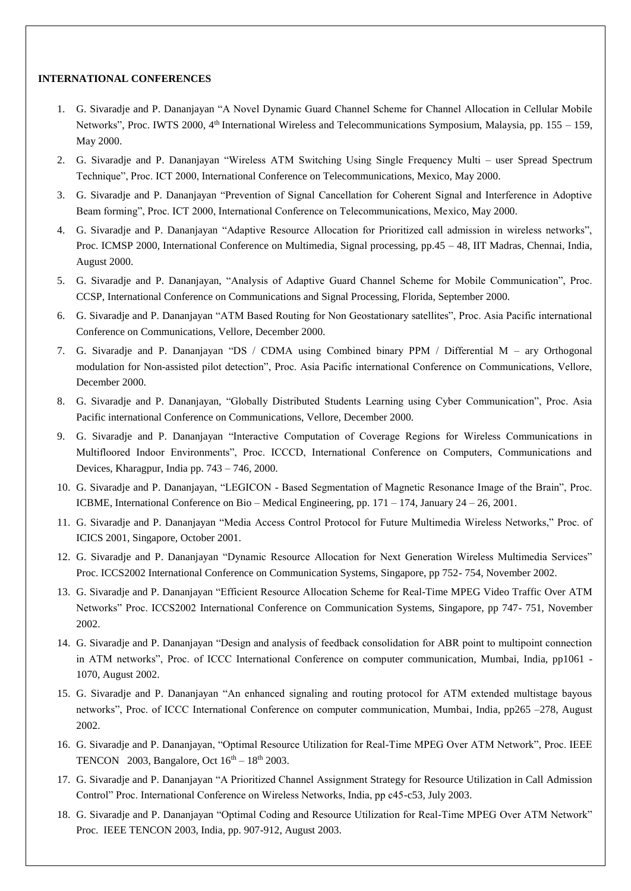**INTERNATIONAL CONFERENCES**

1. G. Sivaradje and P. Dananjayan "A Novel Dynamic Guard Channel Scheme for Channel Allocation in Cellular Mobile Networks", Proc. IWTS 2000, 4th International Wireless and Telecommunications Symposium, Malaysia, pp. 155 – 159, May 2000.
2. G. Sivaradje and P. Dananjayan "Wireless ATM Switching Using Single Frequency Multi – user Spread Spectrum Technique", Proc. ICT 2000, International Conference on Telecommunications, Mexico, May 2000.
3. G. Sivaradje and P. Dananjayan "Prevention of Signal Cancellation for Coherent Signal and Interference in Adaptive Beam forming", Proc. ICT 2000, International Conference on Telecommunications, Mexico, May 2000.
4. G. Sivaradje and P. Dananjayan "Adaptive Resource Allocation for Prioritized call admission in wireless networks", Proc. ICMSP 2000, International Conference on Multimedia, Signal processing, pp.45 – 48, IIT Madras, Chennai, India, August 2000.
5. G. Sivaradje and P. Dananjayan, "Analysis of Adaptive Guard Channel Scheme for Mobile Communication", Proc. CCSP, International Conference on Communications and Signal Processing, Florida, September 2000.
6. G. Sivaradje and P. Dananjayan "ATM Based Routing for Non Geostationary satellites", Proc. Asia Pacific international Conference on Communications, Vellore, December 2000.
7. G. Sivaradje and P. Dananjayan "DS / CDMA using Combined binary PPM / Differential M – ary Orthogonal modulation for Non-assisted pilot detection", Proc. Asia Pacific international Conference on Communications, Vellore, December 2000.
8. G. Sivaradje and P. Dananjayan, "Globally Distributed Students Learning using Cyber Communication", Proc. Asia Pacific international Conference on Communications, Vellore, December 2000.
9. G. Sivaradje and P. Dananjayan "Interactive Computation of Coverage Regions for Wireless Communications in Multifloored Indoor Environments", Proc. ICCCD, International Conference on Computers, Communications and Devices, Kharagpur, India pp. 743 – 746, 2000.
10. G. Sivaradje and P. Dananjayan, "LEGICON - Based Segmentation of Magnetic Resonance Image of the Brain", Proc. ICBME, International Conference on Bio – Medical Engineering, pp. 171 – 174, January 24 – 26, 2001.
11. G. Sivaradje and P. Dananjayan "Media Access Control Protocol for Future Multimedia Wireless Networks," Proc. of ICICS 2001, Singapore, October 2001.
12. G. Sivaradje and P. Dananjayan "Dynamic Resource Allocation for Next Generation Wireless Multimedia Services" Proc. ICCS2002 International Conference on Communication Systems, Singapore, pp 752- 754, November 2002.
13. G. Sivaradje and P. Dananjayan "Efficient Resource Allocation Scheme for Real-Time MPEG Video Traffic Over ATM Networks" Proc. ICCS2002 International Conference on Communication Systems, Singapore, pp 747- 751, November 2002.
14. G. Sivaradje and P. Dananjayan "Design and analysis of feedback consolidation for ABR point to multipoint connection in ATM networks", Proc. of ICCC International Conference on computer communication, Mumbai, India, pp1061 - 1070, August 2002.
15. G. Sivaradje and P. Dananjayan "An enhanced signaling and routing protocol for ATM extended multistage bayous networks", Proc. of ICCC International Conference on computer communication, Mumbai, India, pp265 –278, August 2002.
16. G. Sivaradje and P. Dananjayan, "Optimal Resource Utilization for Real-Time MPEG Over ATM Network", Proc. IEEE TENCON 2003, Bangalore, Oct 16th – 18th 2003.
17. G. Sivaradje and P. Dananjayan "A Prioritized Channel Assignment Strategy for Resource Utilization in Call Admission Control" Proc. International Conference on Wireless Networks, India, pp c45-c53, July 2003.
18. G. Sivaradje and P. Dananjayan "Optimal Coding and Resource Utilization for Real-Time MPEG Over ATM Network" Proc. IEEE TENCON 2003, India, pp. 907-912, August 2003.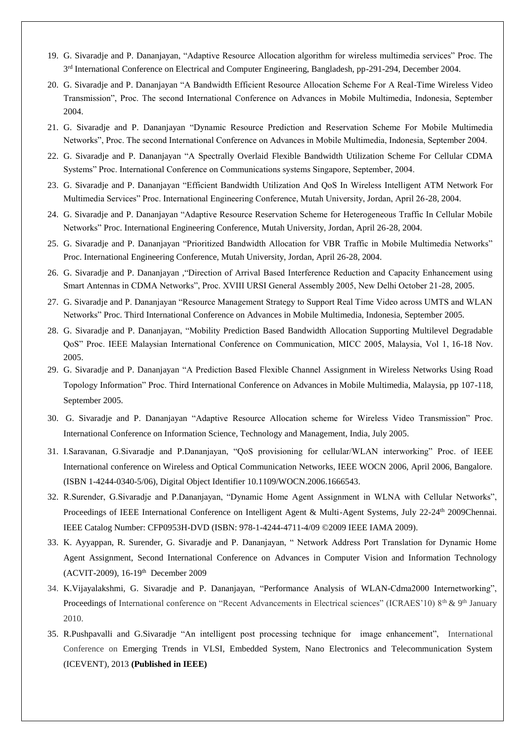19. G. Sivaradje and P. Dananjayan, “Adaptive Resource Allocation algorithm for wireless multimedia services” Proc. The 3rd International Conference on Electrical and Computer Engineering, Bangladesh, pp-291-294, December 2004.
20. G. Sivaradje and P. Dananjayan “A Bandwidth Efficient Resource Allocation Scheme For A Real-Time Wireless Video Transmission”, Proc. The second International Conference on Advances in Mobile Multimedia, Indonesia, September 2004.
21. G. Sivaradje and P. Dananjayan “Dynamic Resource Prediction and Reservation Scheme For Mobile Multimedia Networks”, Proc. The second International Conference on Advances in Mobile Multimedia, Indonesia, September 2004.
22. G. Sivaradje and P. Dananjayan “A Spectrally Overlaid Flexible Bandwidth Utilization Scheme For Cellular CDMA Systems” Proc. International Conference on Communications systems Singapore, September, 2004.
23. G. Sivaradje and P. Dananjayan “Efficient Bandwidth Utilization And QoS In Wireless Intelligent ATM Network For Multimedia Services” Proc. International Engineering Conference, Mutah University, Jordan, April 26-28, 2004.
24. G. Sivaradje and P. Dananjayan “Adaptive Resource Reservation Scheme for Heterogeneous Traffic In Cellular Mobile Networks” Proc. International Engineering Conference, Mutah University, Jordan, April 26-28, 2004.
25. G. Sivaradje and P. Dananjayan “Prioritized Bandwidth Allocation for VBR Traffic in Mobile Multimedia Networks” Proc. International Engineering Conference, Mutah University, Jordan, April 26-28, 2004.
26. G. Sivaradje and P. Dananjayan ,“Direction of Arrival Based Interference Reduction and Capacity Enhancement using Smart Antennas in CDMA Networks”, Proc. XVIII URSI General Assembly 2005, New Delhi October 21-28, 2005.
27. G. Sivaradje and P. Dananjayan “Resource Management Strategy to Support Real Time Video across UMTS and WLAN Networks” Proc. Third International Conference on Advances in Mobile Multimedia, Indonesia, September 2005.
28. G. Sivaradje and P. Dananjayan, “Mobility Prediction Based Bandwidth Allocation Supporting Multilevel Degradable QoS” Proc. IEEE Malaysian International Conference on Communication, MICC 2005, Malaysia, Vol 1, 16-18 Nov. 2005.
29. G. Sivaradje and P. Dananjayan “A Prediction Based Flexible Channel Assignment in Wireless Networks Using Road Topology Information” Proc. Third International Conference on Advances in Mobile Multimedia, Malaysia, pp 107-118, September 2005.
30. G. Sivaradje and P. Dananjayan “Adaptive Resource Allocation scheme for Wireless Video Transmission” Proc. International Conference on Information Science, Technology and Management, India, July 2005.
31. I.Saravanan, G.Sivaradje and P.Dananjayan, “QoS provisioning for cellular/WLAN interworking” Proc. of IEEE International conference on Wireless and Optical Communication Networks, IEEE WOCN 2006, April 2006, Bangalore. (ISBN 1-4244-0340-5/06), Digital Object Identifier 10.1109/WOCN.2006.1666543.
32. R.Surender, G.Sivaradje and P.Dananjayan, “Dynamic Home Agent Assignment in WLNA with Cellular Networks”, Proceedings of IEEE International Conference on Intelligent Agent & Multi-Agent Systems, July 22-24th 2009Chennai. IEEE Catalog Number: CFP0953H-DVD (ISBN: 978-1-4244-4711-4/09 ©2009 IEEE IAMA 2009).
33. K. Ayyappan, R. Surender, G. Sivaradje and P. Dananjayan, “ Network Address Port Translation for Dynamic Home Agent Assignment, Second International Conference on Advances in Computer Vision and Information Technology (ACVIT-2009), 16-19th December 2009
34. K.Vijayalakshmi, G. Sivaradje and P. Dananjayan, “Performance Analysis of WLAN-Cdma2000 Internetworking”, Proceedings of International conference on “Recent Advancements in Electrical sciences” (ICRAES’10) 8th & 9th January 2010.
35. R.Pushpavalli and G.Sivaradje “An intelligent post processing technique for image enhancement”, International Conference on Emerging Trends in VLSI, Embedded System, Nano Electronics and Telecommunication System (ICEVENT), 2013 **(Published in IEEE)**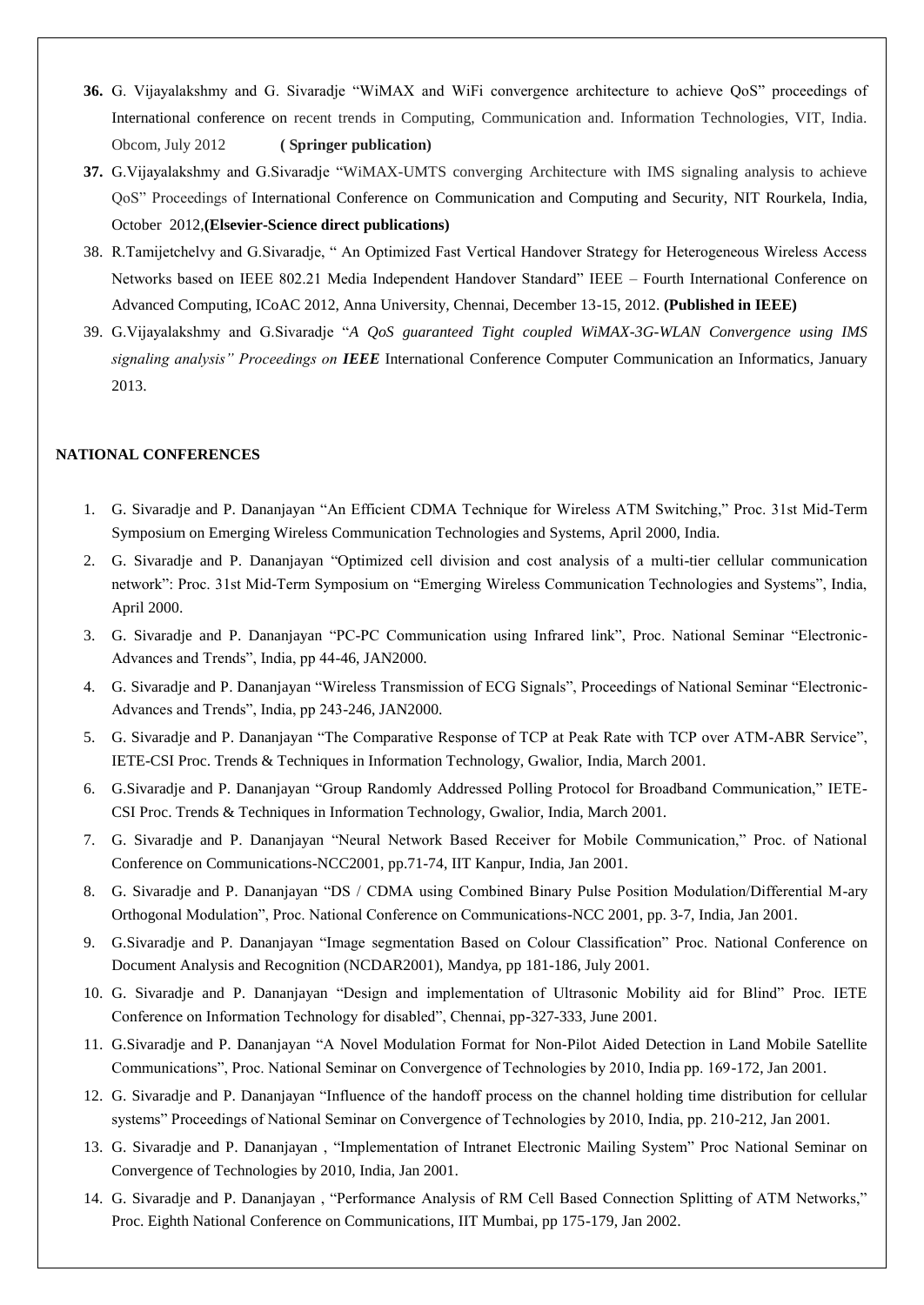**36.** G. Vijayalakshmy and G. Sivaradje "WiMAX and WiFi convergence architecture to achieve QoS" proceedings of International conference on recent trends in Computing, Communication and. Information Technologies, VIT, India. Obcom, July 2012 **( Springer publication)**

**37.** G.Vijayalakshmy and G.Sivaradje "WiMAX-UMTS converging Architecture with IMS signaling analysis to achieve QoS" Proceedings of International Conference on Communication and Computing and Security, NIT Rourkela, India, October 2012,**(Elsevier-Science direct publications)**

38. R.Tamijetchelvy and G.Sivaradje, " An Optimized Fast Vertical Handover Strategy for Heterogeneous Wireless Access Networks based on IEEE 802.21 Media Independent Handover Standard" IEEE – Fourth International Conference on Advanced Computing, ICoAC 2012, Anna University, Chennai, December 13-15, 2012. **(Published in IEEE)**

39. G.Vijayalakshmy and G.Sivaradje "*A QoS guaranteed Tight coupled WiMAX-3G-WLAN Convergence using IMS signaling analysis" Proceedings on* ***IEEE*** International Conference Computer Communication an Informatics, January 2013.

**NATIONAL CONFERENCES**

1. G. Sivaradje and P. Dananjayan "An Efficient CDMA Technique for Wireless ATM Switching," Proc. 31st Mid-Term Symposium on Emerging Wireless Communication Technologies and Systems, April 2000, India.
2. G. Sivaradje and P. Dananjayan "Optimized cell division and cost analysis of a multi-tier cellular communication network": Proc. 31st Mid-Term Symposium on "Emerging Wireless Communication Technologies and Systems", India, April 2000.
3. G. Sivaradje and P. Dananjayan "PC-PC Communication using Infrared link", Proc. National Seminar "Electronic-Advances and Trends", India, pp 44-46, JAN2000.
4. G. Sivaradje and P. Dananjayan "Wireless Transmission of ECG Signals", Proceedings of National Seminar "Electronic-Advances and Trends", India, pp 243-246, JAN2000.
5. G. Sivaradje and P. Dananjayan "The Comparative Response of TCP at Peak Rate with TCP over ATM-ABR Service", IETE-CSI Proc. Trends & Techniques in Information Technology, Gwalior, India, March 2001.
6. G.Sivaradje and P. Dananjayan "Group Randomly Addressed Polling Protocol for Broadband Communication," IETE-CSI Proc. Trends & Techniques in Information Technology, Gwalior, India, March 2001.
7. G. Sivaradje and P. Dananjayan "Neural Network Based Receiver for Mobile Communication," Proc. of National Conference on Communications-NCC2001, pp.71-74, IIT Kanpur, India, Jan 2001.
8. G. Sivaradje and P. Dananjayan "DS / CDMA using Combined Binary Pulse Position Modulation/Differential M-ary Orthogonal Modulation", Proc. National Conference on Communications-NCC 2001, pp. 3-7, India, Jan 2001.
9. G.Sivaradje and P. Dananjayan "Image segmentation Based on Colour Classification" Proc. National Conference on Document Analysis and Recognition (NCDAR2001), Mandya, pp 181-186, July 2001.
10. G. Sivaradje and P. Dananjayan "Design and implementation of Ultrasonic Mobility aid for Blind" Proc. IETE Conference on Information Technology for disabled", Chennai, pp-327-333, June 2001.
11. G.Sivaradje and P. Dananjayan "A Novel Modulation Format for Non-Pilot Aided Detection in Land Mobile Satellite Communications", Proc. National Seminar on Convergence of Technologies by 2010, India pp. 169-172, Jan 2001.
12. G. Sivaradje and P. Dananjayan "Influence of the handoff process on the channel holding time distribution for cellular systems" Proceedings of National Seminar on Convergence of Technologies by 2010, India, pp. 210-212, Jan 2001.
13. G. Sivaradje and P. Dananjayan , "Implementation of Intranet Electronic Mailing System" Proc National Seminar on Convergence of Technologies by 2010, India, Jan 2001.
14. G. Sivaradje and P. Dananjayan , "Performance Analysis of RM Cell Based Connection Splitting of ATM Networks," Proc. Eighth National Conference on Communications, IIT Mumbai, pp 175-179, Jan 2002.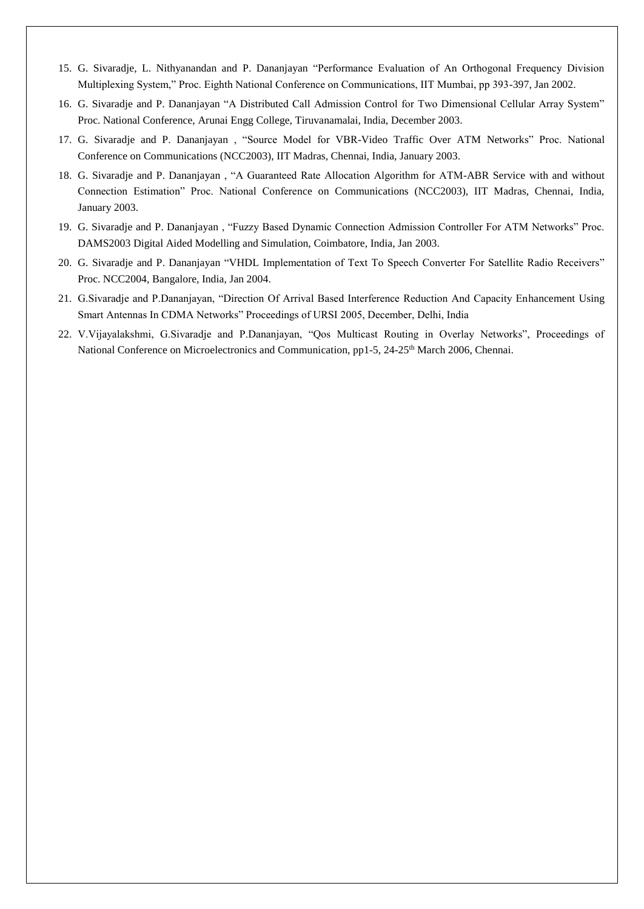15. G. Sivaradje, L. Nithyanandan and P. Dananjayan "Performance Evaluation of An Orthogonal Frequency Division Multiplexing System," Proc. Eighth National Conference on Communications, IIT Mumbai, pp 393-397, Jan 2002.
16. G. Sivaradje and P. Dananjayan "A Distributed Call Admission Control for Two Dimensional Cellular Array System" Proc. National Conference, Arunai Engg College, Tiruvanamalai, India, December 2003.
17. G. Sivaradje and P. Dananjayan , "Source Model for VBR-Video Traffic Over ATM Networks" Proc. National Conference on Communications (NCC2003), IIT Madras, Chennai, India, January 2003.
18. G. Sivaradje and P. Dananjayan , "A Guaranteed Rate Allocation Algorithm for ATM-ABR Service with and without Connection Estimation" Proc. National Conference on Communications (NCC2003), IIT Madras, Chennai, India, January 2003.
19. G. Sivaradje and P. Dananjayan , "Fuzzy Based Dynamic Connection Admission Controller For ATM Networks" Proc. DAMS2003 Digital Aided Modelling and Simulation, Coimbatore, India, Jan 2003.
20. G. Sivaradje and P. Dananjayan "VHDL Implementation of Text To Speech Converter For Satellite Radio Receivers" Proc. NCC2004, Bangalore, India, Jan 2004.
21. G.Sivaradje and P.Dananjayan, "Direction Of Arrival Based Interference Reduction And Capacity Enhancement Using Smart Antennas In CDMA Networks" Proceedings of URSI 2005, December, Delhi, India
22. V.Vijayalakshmi, G.Sivaradje and P.Dananjayan, "Qos Multicast Routing in Overlay Networks", Proceedings of National Conference on Microelectronics and Communication, pp1-5, 24-25th March 2006, Chennai.